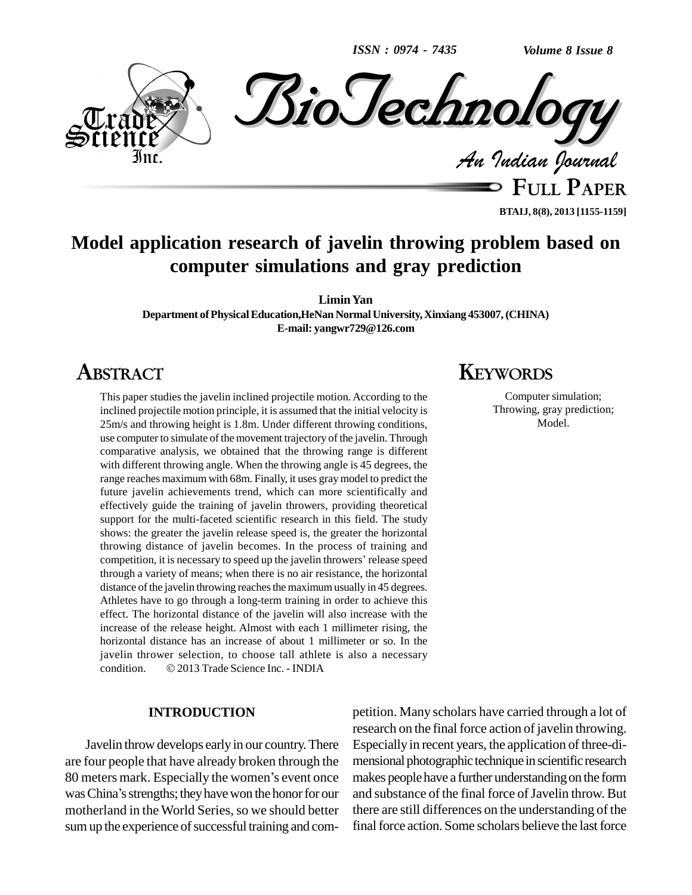# Model application research of javelin throwing problem based on computer simulations and gray prediction

**Limin Yan**

**Department of Physical Education, HeNan Normal University, Xinxiang 453007, (CHINA)**
**E-mail: yangwr729@126.com**

## ABSTRACT

This paper studies the javelin inclined projectile motion. According to the inclined projectile motion principle, it is assumed that the initial velocity is 25m/s and throwing height is 1.8m. Under different throwing conditions, use computer to simulate of the movement trajectory of the javelin. Through comparative analysis, we obtained that the throwing range is different with different throwing angle. When the throwing angle is 45 degrees, the range reaches maximum with 68m. Finally, it uses gray model to predict the future javelin achievements trend, which can more scientifically and effectively guide the training of javelin throwers, providing theoretical support for the multi-faceted scientific research in this field. The study shows: the greater the javelin release speed is, the greater the horizontal throwing distance of javelin becomes. In the process of training and competition, it is necessary to speed up the javelin throwers' release speed through a variety of means; when there is no air resistance, the horizontal distance of the javelin throwing reaches the maximum usually in 45 degrees. Athletes have to go through a long-term training in order to achieve this effect. The horizontal distance of the javelin will also increase with the increase of the release height. Almost with each 1 millimeter rising, the horizontal distance has an increase of about 1 millimeter or so. In the javelin thrower selection, to choose tall athlete is also a necessary condition. © 2013 Trade Science Inc. - INDIA

## KEYWORDS

Computer simulation;
Throwing, gray prediction;
Model.

## INTRODUCTION

Javelin throw develops early in our country. There are four people that have already broken through the 80 meters mark. Especially the women's event once was China's strengths; they have won the honor for our motherland in the World Series, so we should better sum up the experience of successful training and competition. Many scholars have carried through a lot of research on the final force action of javelin throwing. Especially in recent years, the application of three-dimensional photographic technique in scientific research makes people have a further understanding on the form and substance of the final force of Javelin throw. But there are still differences on the understanding of the final force action. Some scholars believe the last force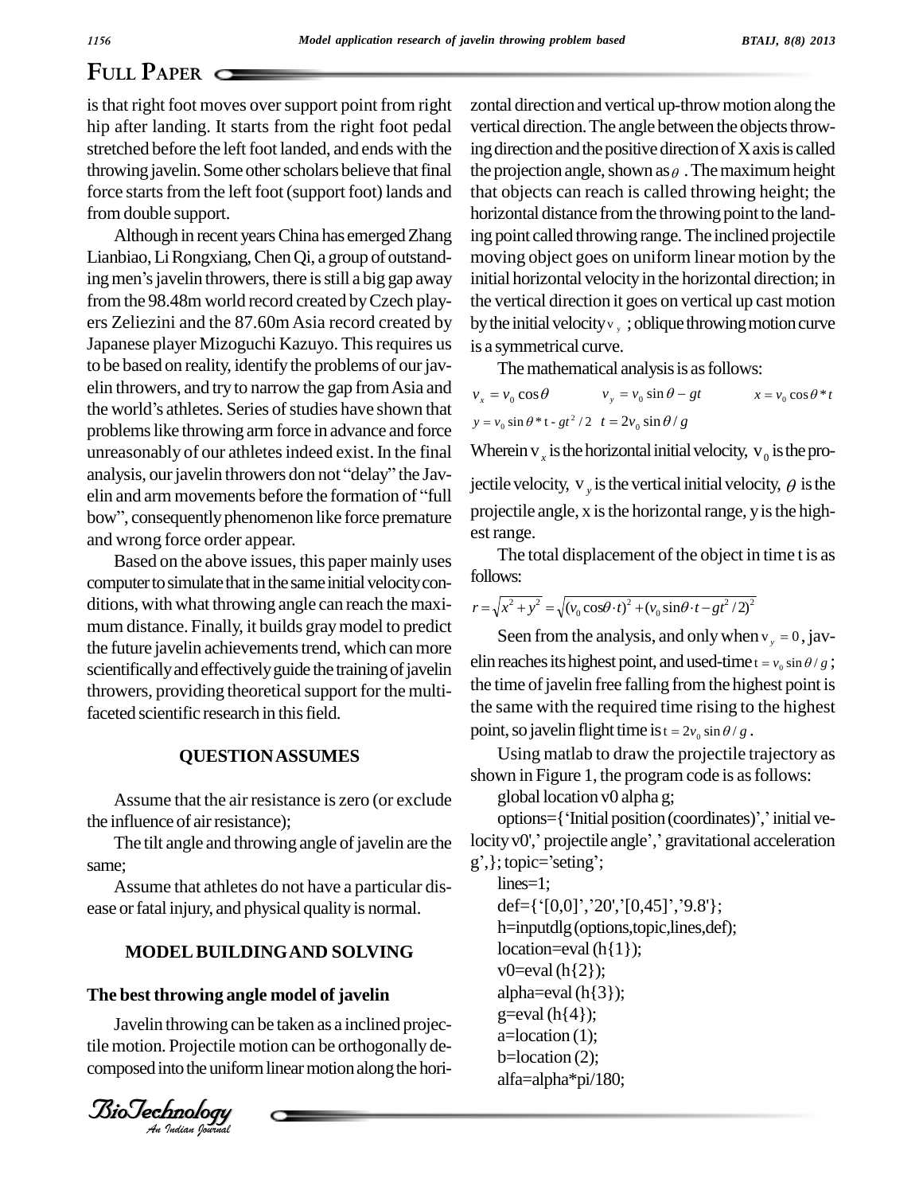is that right foot moves over support point from right hip after landing. It starts from the right foot pedal stretched before the left foot landed, and ends with the throwing javelin. Some other scholars believe that final force starts from the left foot (support foot) lands and from double support.

Although in recent years China has emerged Zhang Lianbiao, Li Rongxiang, Chen Qi, a group of outstanding men's javelin throwers, there is still a big gap away from the 98.48m world record created by Czech players Zeliezini and the 87.60m Asia record created by Japanese player Mizoguchi Kazuyo. This requires us to be based on reality, identify the problems of our javelin throwers, and try to narrow the gap from Asia and the world's athletes. Series of studies have shown that problems like throwing arm force in advance and force unreasonably of our athletes indeed exist. In the final analysis, our javelin throwers don not "delay" the Javelin and arm movements before the formation of "full bow", consequently phenomenon like force premature and wrong force order appear.

Based on the above issues, this paper mainly uses computer to simulate that in the same initial velocity conditions, with what throwing angle can reach the maximum distance. Finally, it builds gray model to predict the future javelin achievements trend, which can more scientifically and effectively guide the training of javelin throwers, providing theoretical support for the multi-faceted scientific research in this field.

## QUESTION ASSUMES

Assume that the air resistance is zero (or exclude the influence of air resistance);

The tilt angle and throwing angle of javelin are the same;

Assume that athletes do not have a particular disease or fatal injury, and physical quality is normal.

## MODEL BUILDING AND SOLVING

### The best throwing angle model of javelin

Javelin throwing can be taken as a inclined projectile motion. Projectile motion can be orthogonally decomposed into the uniform linear motion along the horizontal direction and vertical up-throw motion along the vertical direction. The angle between the objects throwing direction and the positive direction of X axis is called the projection angle, shown as $\theta$ . The maximum height that objects can reach is called throwing height; the horizontal distance from the throwing point to the landing point called throwing range. The inclined projectile moving object goes on uniform linear motion by the initial horizontal velocity in the horizontal direction; in the vertical direction it goes on vertical up cast motion by the initial velocity $v_y$ ; oblique throwing motion curve is a symmetrical curve.

The mathematical analysis is as follows:

$$v_x = v_0 \cos\theta \qquad v_y = v_0 \sin\theta - gt \qquad x = v_0 \cos\theta * t$$

$$y = v_0 \sin\theta * t - gt^2/2 \quad t = 2v_0 \sin\theta / g$$

Wherein $v_x$ is the horizontal initial velocity, $v_0$ is the projectile velocity, $v_y$ is the vertical initial velocity, $\theta$ is the projectile angle, x is the horizontal range, y is the highest range.

The total displacement of the object in time t is as follows:

$$r = \sqrt{x^2 + y^2} = \sqrt{(v_0 \cos\theta \cdot t)^2 + (v_0 \sin\theta \cdot t - gt^2/2)^2}$$

Seen from the analysis, and only when $v_y = 0$, javelin reaches its highest point, and used-time $t = v_0 \sin\theta / g$; the time of javelin free falling from the highest point is the same with the required time rising to the highest point, so javelin flight time is $t = 2v_0 \sin\theta / g$.

Using matlab to draw the projectile trajectory as shown in Figure 1, the program code is as follows:

```
global location v0 alpha g;
options={'Initial position (coordinates)',' initial velocity v0',' projectile angle',' gravitational acceleration g',}; topic='seting';
lines=1;
def={'[0,0]','20','[0,45]','9.8'};
h=inputdlg (options,topic,lines,def);
location=eval (h{1});
v0=eval (h{2});
alpha=eval (h{3});
g=eval (h{4});
a=location (1);
b=location (2);
alfa=alpha*pi/180;
```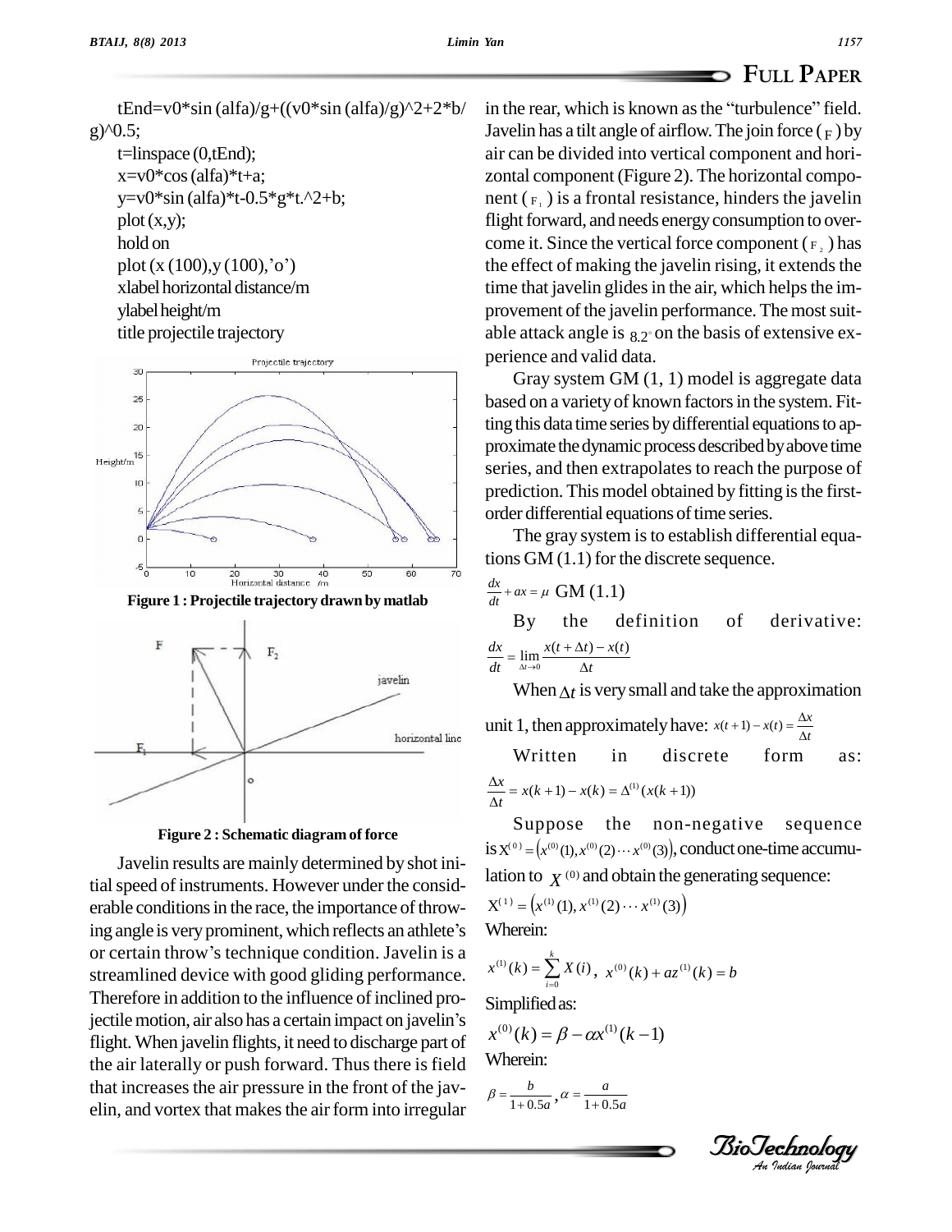```
tEnd=v0*sin (alfa)/g+((v0*sin (alfa)/g)^2+2*b/g)^0.5;
t=linspace (0,tEnd);
x=v0*cos (alfa)*t+a;
y=v0*sin (alfa)*t-0.5*g*t.^2+b;
plot (x,y);
hold on
plot (x (100),y (100),'o')
xlabel horizontal distance/m
ylabel height/m
title projectile trajectory
```

**Figure 1 : Projectile trajectory drawn by matlab**

**Figure 2 : Schematic diagram of force**

Javelin results are mainly determined by shot initial speed of instruments. However under the considerable conditions in the race, the importance of throwing angle is very prominent, which reflects an athlete's or certain throw's technique condition. Javelin is a streamlined device with good gliding performance. Therefore in addition to the influence of inclined projectile motion, air also has a certain impact on javelin's flight. When javelin flights, it need to discharge part of the air laterally or push forward. Thus there is field that increases the air pressure in the front of the javelin, and vortex that makes the air form into irregular in the rear, which is known as the "turbulence" field. Javelin has a tilt angle of airflow. The join force ($F$) by air can be divided into vertical component and horizontal component (Figure 2). The horizontal component ($F_1$) is a frontal resistance, hinders the javelin flight forward, and needs energy consumption to overcome it. Since the vertical force component ($F_2$) has the effect of making the javelin rising, it extends the time that javelin glides in the air, which helps the improvement of the javelin performance. The most suitable attack angle is $8.2^{\circ}$ on the basis of extensive experience and valid data.

Gray system GM (1, 1) model is aggregate data based on a variety of known factors in the system. Fitting this data time series by differential equations to approximate the dynamic process described by above time series, and then extrapolates to reach the purpose of prediction. This model obtained by fitting is the first-order differential equations of time series.

The gray system is to establish differential equations GM (1.1) for the discrete sequence.

$$\frac{dx}{dt}+ax=\mu \quad \text{GM (1.1)}$$

By the definition of derivative:

$$\frac{dx}{dt}=\lim_{\Delta t\to 0}\frac{x(t+\Delta t)-x(t)}{\Delta t}$$

When $\Delta t$ is very small and take the approximation unit 1, then approximately have: $x(t+1)-x(t)=\frac{\Delta x}{\Delta t}$

Written in discrete form as:

$$\frac{\Delta x}{\Delta t}=x(k+1)-x(k)=\Delta^{(1)}(x(k+1))$$

Suppose the non-negative sequence is $X^{(0)}=\left(x^{(0)}(1),x^{(0)}(2)\cdots x^{(0)}(3)\right)$, conduct one-time accumulation to $X^{(0)}$ and obtain the generating sequence:

$$X^{(1)}=\left(x^{(1)}(1),x^{(1)}(2)\cdots x^{(1)}(3)\right)$$

Wherein:

$$x^{(1)}(k)=\sum_{i=0}^{k}X(i),\quad x^{(0)}(k)+az^{(1)}(k)=b$$

Simplified as:

$$x^{(0)}(k)=\beta-\alpha x^{(1)}(k-1)$$

Wherein:

$$\beta=\frac{b}{1+0.5a},\ \alpha=\frac{a}{1+0.5a}$$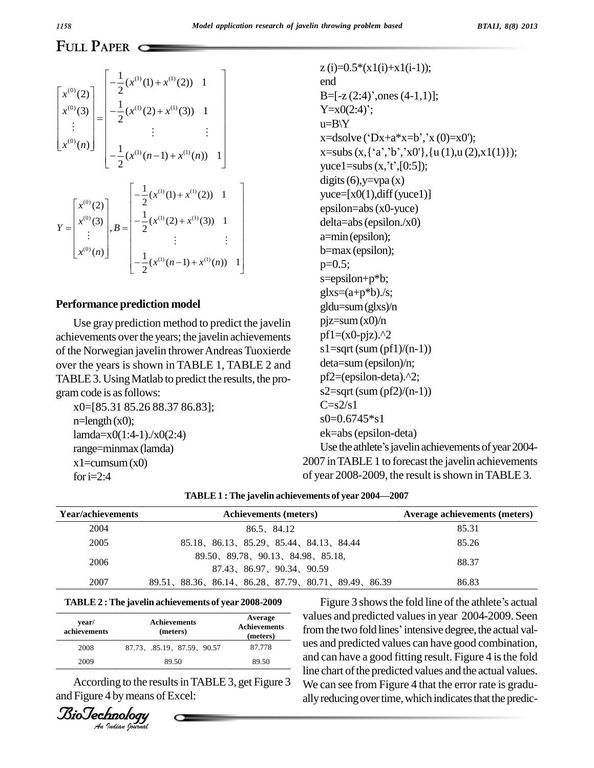$$\begin{bmatrix} x^{(0)}(2) \\ x^{(0)}(3) \\ \vdots \\ x^{(0)}(n) \end{bmatrix} = \begin{bmatrix} -\frac{1}{2}(x^{(1)}(1)+x^{(1)}(2)) & 1 \\ -\frac{1}{2}(x^{(1)}(2)+x^{(1)}(3)) & 1 \\ \vdots & \vdots \\ -\frac{1}{2}(x^{(1)}(n-1)+x^{(1)}(n)) & 1 \end{bmatrix}$$

$$Y = \begin{bmatrix} x^{(0)}(2) \\ x^{(0)}(3) \\ \vdots \\ x^{(0)}(n) \end{bmatrix}, B = \begin{bmatrix} -\frac{1}{2}(x^{(1)}(1)+x^{(1)}(2)) & 1 \\ -\frac{1}{2}(x^{(1)}(2)+x^{(1)}(3)) & 1 \\ \vdots & \vdots \\ -\frac{1}{2}(x^{(1)}(n-1)+x^{(1)}(n)) & 1 \end{bmatrix}$$

### Performance prediction model

Use gray prediction method to predict the javelin achievements over the years; the javelin achievements of the Norwegian javelin thrower Andreas Tuoxierde over the years is shown in TABLE 1, TABLE 2 and TABLE 3. Using Matlab to predict the results, the program code is as follows:

```
x0=[85.31 85.26 88.37 86.83];
n=length (x0);
lamda=x0(1:4-1)./x0(2:4)
range=minmax (lamda)
x1=cumsum (x0)
for i=2:4
z (i)=0.5*(x1(i)+x1(i-1));
end
B=[-z (2:4)',ones (4-1,1)];
Y=x0(2:4)';
u=B\Y
x=dsolve ('Dx+a*x=b','x (0)=x0');
x=subs (x,{'a','b','x0'},{u (1),u (2),x1(1)});
yuce1=subs (x,'t',[0:5]);
digits (6),y=vpa (x)
yuce=[x0(1),diff (yuce1)]
epsilon=abs (x0-yuce)
delta=abs (epsilon./x0)
a=min (epsilon);
b=max (epsilon);
p=0.5;
s=epsilon+p*b;
glxs=(a+p*b)./s;
gldu=sum (glxs)/n
pjz=sum (x0)/n
pf1=(x0-pjz).^2
s1=sqrt (sum (pf1)/(n-1))
deta=sum (epsilon)/n;
pf2=(epsilon-deta).^2;
s2=sqrt (sum (pf2)/(n-1))
C=s2/s1
s0=0.6745*s1
ek=abs (epsilon-deta)
```

Use the athlete's javelin achievements of year 2004-2007 in TABLE 1 to forecast the javelin achievements of year 2008-2009, the result is shown in TABLE 3.

**TABLE 1 : The javelin achievements of year 2004—2007**

| Year/achievements | Achievements (meters) | Average achievements (meters) |
|---|---|---|
| 2004 | 86.5、84.12 | 85.31 |
| 2005 | 85.18、86.13、85.29、85.44、84.13、84.44 | 85.26 |
| 2006 | 89.50、89.78、90.13、84.98、85.18, 87.43、86.97、90.34、90.59 | 88.37 |
| 2007 | 89.51、88.36、86.14、86.28、87.79、80.71、89.49、86.39 | 86.83 |

**TABLE 2 : The javelin achievements of year 2008-2009**

| year/ achievements | Achievements (meters) | Average Achievements (meters) |
|---|---|---|
| 2008 | 87.73、.85.19、87.59、90.57 | 87.778 |
| 2009 | 89.50 | 89.50 |

According to the results in TABLE 3, get Figure 3 and Figure 4 by means of Excel:

Figure 3 shows the fold line of the athlete's actual values and predicted values in year 2004-2009. Seen from the two fold lines' intensive degree, the actual values and predicted values can have good combination, and can have a good fitting result. Figure 4 is the fold line chart of the predicted values and the actual values. We can see from Figure 4 that the error rate is gradually reducing over time, which indicates that the predic-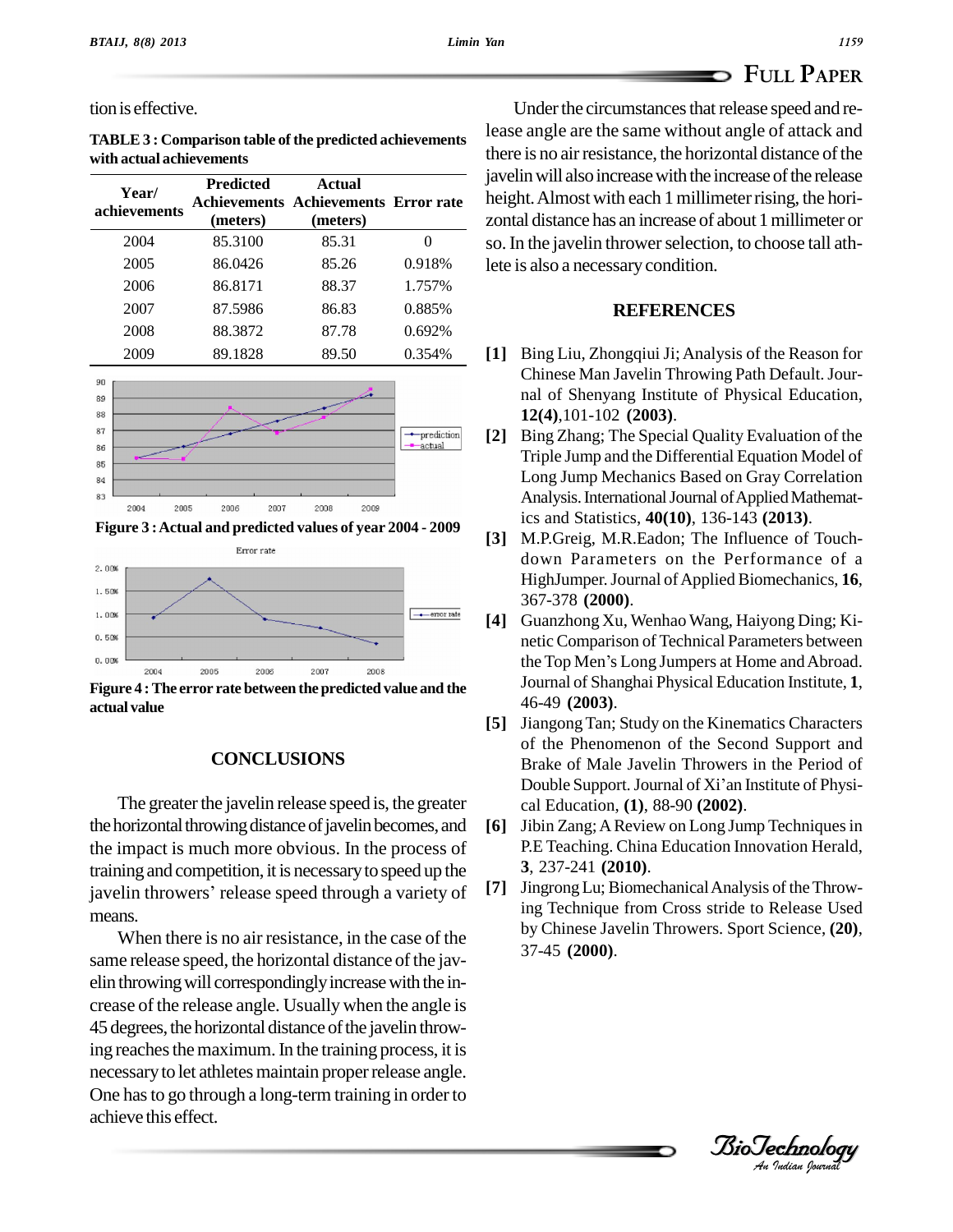tion is effective.

**TABLE 3 : Comparison table of the predicted achievements with actual achievements**

| Year/ achievements | Predicted Achievements (meters) | Actual Achievements (meters) | Error rate |
|---|---|---|---|
| 2004 | 85.3100 | 85.31 | 0 |
| 2005 | 86.0426 | 85.26 | 0.918% |
| 2006 | 86.8171 | 88.37 | 1.757% |
| 2007 | 87.5986 | 86.83 | 0.885% |
| 2008 | 88.3872 | 87.78 | 0.692% |
| 2009 | 89.1828 | 89.50 | 0.354% |

90
89
88
87
86
85
84
83
2004 2005 2006 2007 2008 2009
prediction
actual

**Figure 3 : Actual and predicted values of year 2004 - 2009**

Error rate
2.00%
1.50%
1.00%
0.50%
0.00%
2004 2005 2006 2007 2008
error rate

**Figure 4 : The error rate between the predicted value and the actual value**

## CONCLUSIONS

The greater the javelin release speed is, the greater the horizontal throwing distance of javelin becomes, and the impact is much more obvious. In the process of training and competition, it is necessary to speed up the javelin throwers' release speed through a variety of means.

When there is no air resistance, in the case of the same release speed, the horizontal distance of the javelin throwing will correspondingly increase with the increase of the release angle. Usually when the angle is 45 degrees, the horizontal distance of the javelin throwing reaches the maximum. In the training process, it is necessary to let athletes maintain proper release angle. One has to go through a long-term training in order to achieve this effect.

Under the circumstances that release speed and release angle are the same without angle of attack and there is no air resistance, the horizontal distance of the javelin will also increase with the increase of the release height. Almost with each 1 millimeter rising, the horizontal distance has an increase of about 1 millimeter or so. In the javelin thrower selection, to choose tall athlete is also a necessary condition.

## REFERENCES

**[1]** Bing Liu, Zhongqiui Ji; Analysis of the Reason for Chinese Man Javelin Throwing Path Default. Journal of Shenyang Institute of Physical Education, **12(4)**,101-102 **(2003)**.

**[2]** Bing Zhang; The Special Quality Evaluation of the Triple Jump and the Differential Equation Model of Long Jump Mechanics Based on Gray Correlation Analysis. International Journal of Applied Mathematics and Statistics, **40(10)**, 136-143 **(2013)**.

**[3]** M.P.Greig, M.R.Eadon; The Influence of Touchdown Parameters on the Performance of a HighJumper. Journal of Applied Biomechanics, **16**, 367-378 **(2000)**.

**[4]** Guanzhong Xu, Wenhao Wang, Haiyong Ding; Kinetic Comparison of Technical Parameters between the Top Men's Long Jumpers at Home and Abroad. Journal of Shanghai Physical Education Institute, **1**, 46-49 **(2003)**.

**[5]** Jiangong Tan; Study on the Kinematics Characters of the Phenomenon of the Second Support and Brake of Male Javelin Throwers in the Period of Double Support. Journal of Xi'an Institute of Physical Education, **(1)**, 88-90 **(2002)**.

**[6]** Jibin Zang; A Review on Long Jump Techniques in P.E Teaching. China Education Innovation Herald, **3**, 237-241 **(2010)**.

**[7]** Jingrong Lu; Biomechanical Analysis of the Throwing Technique from Cross stride to Release Used by Chinese Javelin Throwers. Sport Science, **(20)**, 37-45 **(2000)**.